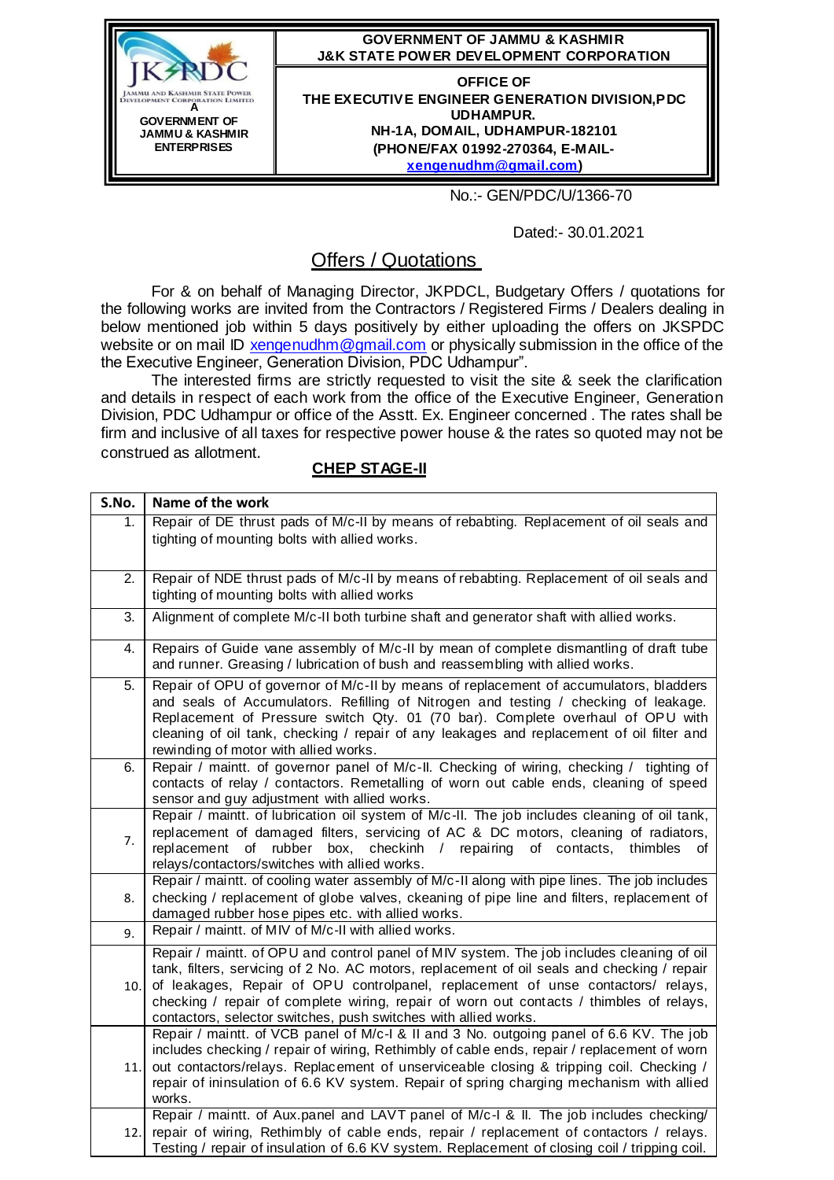| | |
|---|---|
| JKSPDC<br>JAMMU AND KASHMIR STATE POWER DEVELOPMENT CORPORATION LIMITED<br>A<br>GOVERNMENT OF JAMMU & KASHMIR ENTERPRISES | **GOVERNMENT OF JAMMU & KASHMIR**<br>**J&K STATE POWER DEVELOPMENT CORPORATION**<br>**OFFICE OF**<br>**THE EXECUTIVE ENGINEER GENERATION DIVISION,PDC UDHAMPUR.**<br>**NH-1A, DOMAIL, UDHAMPUR-182101**<br>**(PHONE/FAX 01992-270364, E-MAIL- xengenudhm@gmail.com)** |

No.:- GEN/PDC/U/1366-70

Dated:- 30.01.2021

## Offers / Quotations

For & on behalf of Managing Director, JKPDCL, Budgetary Offers / quotations for the following works are invited from the Contractors / Registered Firms / Dealers dealing in below mentioned job within 5 days positively by either uploading the offers on JKSPDC website or on mail ID xengenudhm@gmail.com or physically submission in the office of the the Executive Engineer, Generation Division, PDC Udhampur".

The interested firms are strictly requested to visit the site & seek the clarification and details in respect of each work from the office of the Executive Engineer, Generation Division, PDC Udhampur or office of the Asstt. Ex. Engineer concerned . The rates shall be firm and inclusive of all taxes for respective power house & the rates so quoted may not be construed as allotment.

**CHEP STAGE-II**

| S.No. | Name of the work |
|---|---|
| 1. | Repair of DE thrust pads of M/c-II by means of rebabting. Replacement of oil seals and tighting of mounting bolts with allied works. |
| 2. | Repair of NDE thrust pads of M/c-II by means of rebabting. Replacement of oil seals and tighting of mounting bolts with allied works |
| 3. | Alignment of complete M/c-II both turbine shaft and generator shaft with allied works. |
| 4. | Repairs of Guide vane assembly of M/c-II by mean of complete dismantling of draft tube and runner. Greasing / lubrication of bush and reassembling with allied works. |
| 5. | Repair of OPU of governor of M/c-II by means of replacement of accumulators, bladders and seals of Accumulators. Refilling of Nitrogen and testing / checking of leakage. Replacement of Pressure switch Qty. 01 (70 bar). Complete overhaul of OPU with cleaning of oil tank, checking / repair of any leakages and replacement of oil filter and rewinding of motor with allied works. |
| 6. | Repair / maintt. of governor panel of M/c-II. Checking of wiring, checking / tighting of contacts of relay / contactors. Remetalling of worn out cable ends, cleaning of speed sensor and guy adjustment with allied works. |
| 7. | Repair / maintt. of lubrication oil system of M/c-II. The job includes cleaning of oil tank, replacement of damaged filters, servicing of AC & DC motors, cleaning of radiators, replacement of rubber box, checkinh / repairing of contacts, thimbles of relays/contactors/switches with allied works. |
| 8. | Repair / maintt. of cooling water assembly of M/c-II along with pipe lines. The job includes checking / replacement of globe valves, ckeaning of pipe line and filters, replacement of damaged rubber hose pipes etc. with allied works. |
| 9. | Repair / maintt. of MIV of M/c-II with allied works. |
| 10. | Repair / maintt. of OPU and control panel of MIV system. The job includes cleaning of oil tank, filters, servicing of 2 No. AC motors, replacement of oil seals and checking / repair of leakages, Repair of OPU controlpanel, replacement of unse contactors/ relays, checking / repair of complete wiring, repair of worn out contacts / thimbles of relays, contactors, selector switches, push switches with allied works. |
| 11. | Repair / maintt. of VCB panel of M/c-I & II and 3 No. outgoing panel of 6.6 KV. The job includes checking / repair of wiring, Rethimbl of cable ends, repair / replacement of worn out contactors/relays. Replacement of unserviceable closing & tripping coil. Checking / repair of ininsulation of 6.6 KV system. Repair of spring charging mechanism with allied works. |
| 12. | Repair / maintt. of Aux.panel and LAVT panel of M/c-I & II. The job includes checking/ repair of wiring, Rethimbly of cable ends, repair / replacement of contactors / relays. Testing / repair of insulation of 6.6 KV system. Replacement of closing coil / tripping coil. |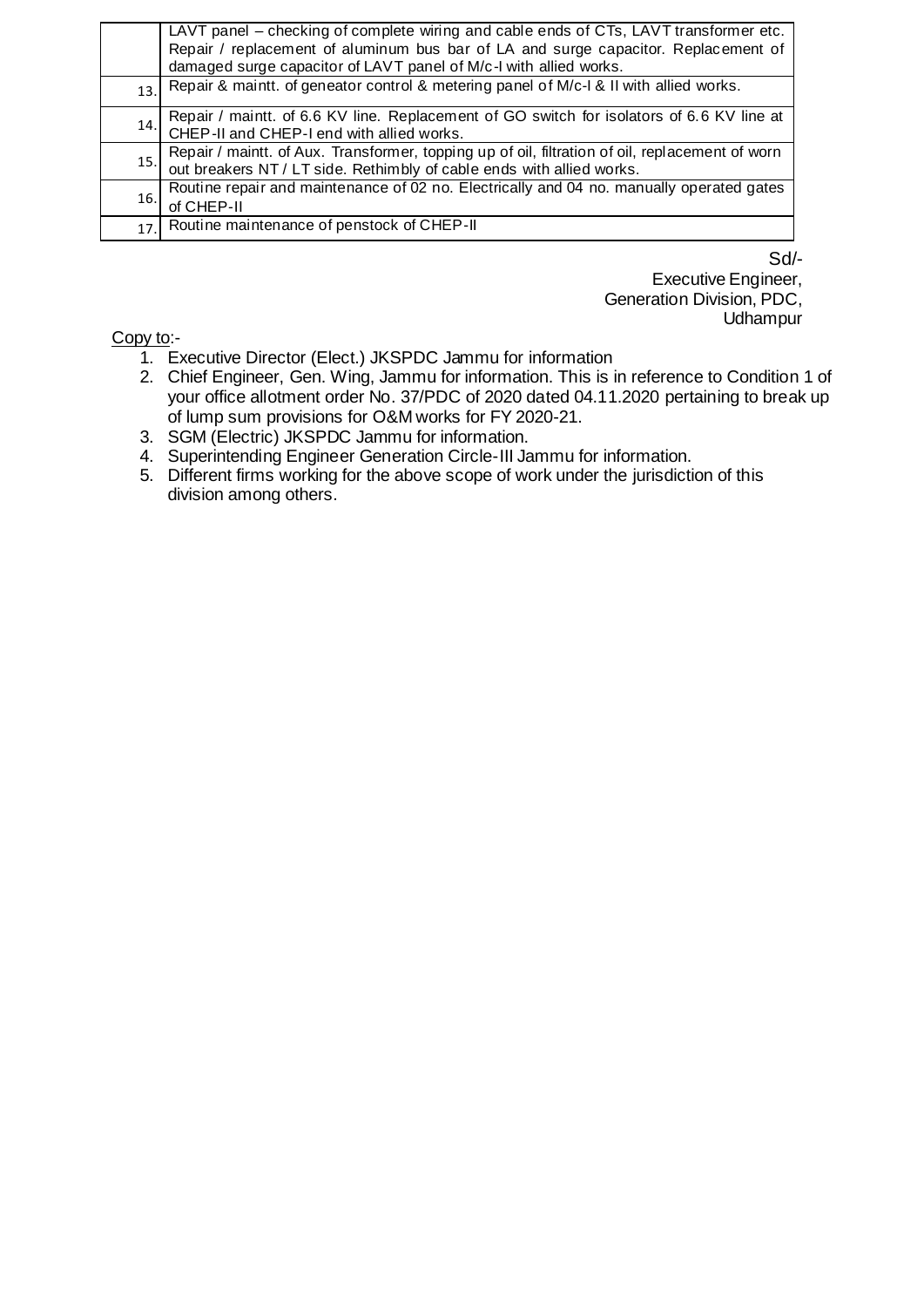| | |
|---|---|
| | LAVT panel – checking of complete wiring and cable ends of CTs, LAVT transformer etc. Repair / replacement of aluminum bus bar of LA and surge capacitor. Replacement of damaged surge capacitor of LAVT panel of M/c-I with allied works. |
| 13. | Repair & maintt. of geneator control & metering panel of M/c-I & II with allied works. |
| 14. | Repair / maintt. of 6.6 KV line. Replacement of GO switch for isolators of 6.6 KV line at CHEP-II and CHEP-I end with allied works. |
| 15. | Repair / maintt. of Aux. Transformer, topping up of oil, filtration of oil, replacement of worn out breakers NT / LT side. Rethimbly of cable ends with allied works. |
| 16. | Routine repair and maintenance of 02 no. Electrically and 04 no. manually operated gates of CHEP-II |
| 17. | Routine maintenance of penstock of CHEP-II |

Sd/-
Executive Engineer,
Generation Division, PDC,
Udhampur

Copy to:-

1. Executive Director (Elect.) JKSPDC Jammu for information
2. Chief Engineer, Gen. Wing, Jammu for information. This is in reference to Condition 1 of your office allotment order No. 37/PDC of 2020 dated 04.11.2020 pertaining to break up of lump sum provisions for O&M works for FY 2020-21.
3. SGM (Electric) JKSPDC Jammu for information.
4. Superintending Engineer Generation Circle-III Jammu for information.
5. Different firms working for the above scope of work under the jurisdiction of this division among others.